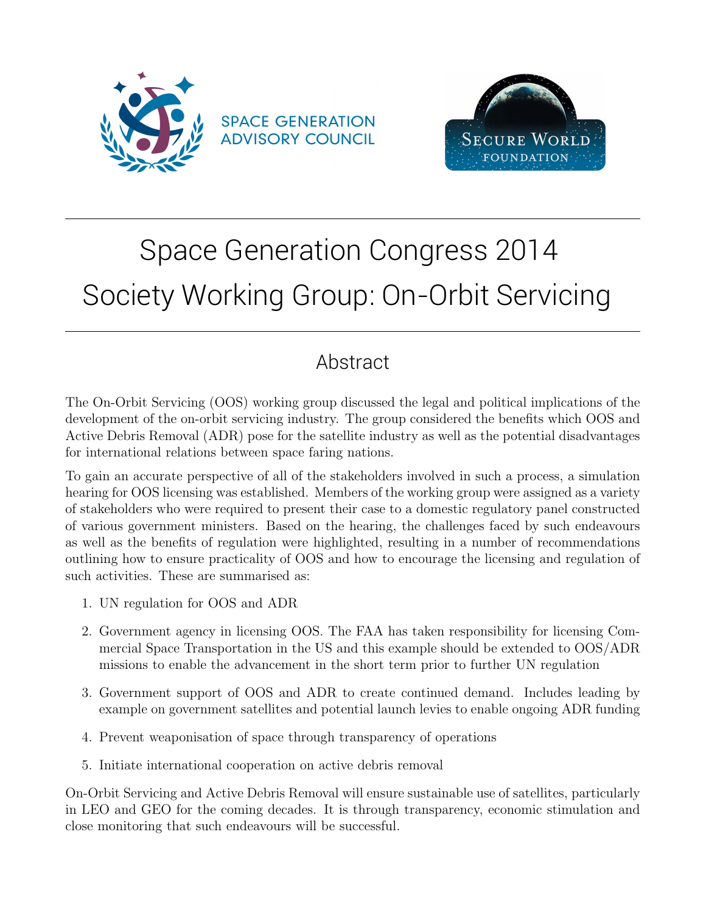SPACE GENERATION ADVISORY COUNCIL

SECURE WORLD FOUNDATION

# Space Generation Congress 2014
# Society Working Group: On-Orbit Servicing

## Abstract

The On-Orbit Servicing (OOS) working group discussed the legal and political implications of the development of the on-orbit servicing industry. The group considered the benefits which OOS and Active Debris Removal (ADR) pose for the satellite industry as well as the potential disadvantages for international relations between space faring nations.

To gain an accurate perspective of all of the stakeholders involved in such a process, a simulation hearing for OOS licensing was established. Members of the working group were assigned as a variety of stakeholders who were required to present their case to a domestic regulatory panel constructed of various government ministers. Based on the hearing, the challenges faced by such endeavours as well as the benefits of regulation were highlighted, resulting in a number of recommendations outlining how to ensure practicality of OOS and how to encourage the licensing and regulation of such activities. These are summarised as:

1. UN regulation for OOS and ADR
2. Government agency in licensing OOS. The FAA has taken responsibility for licensing Commercial Space Transportation in the US and this example should be extended to OOS/ADR missions to enable the advancement in the short term prior to further UN regulation
3. Government support of OOS and ADR to create continued demand. Includes leading by example on government satellites and potential launch levies to enable ongoing ADR funding
4. Prevent weaponisation of space through transparency of operations
5. Initiate international cooperation on active debris removal

On-Orbit Servicing and Active Debris Removal will ensure sustainable use of satellites, particularly in LEO and GEO for the coming decades. It is through transparency, economic stimulation and close monitoring that such endeavours will be successful.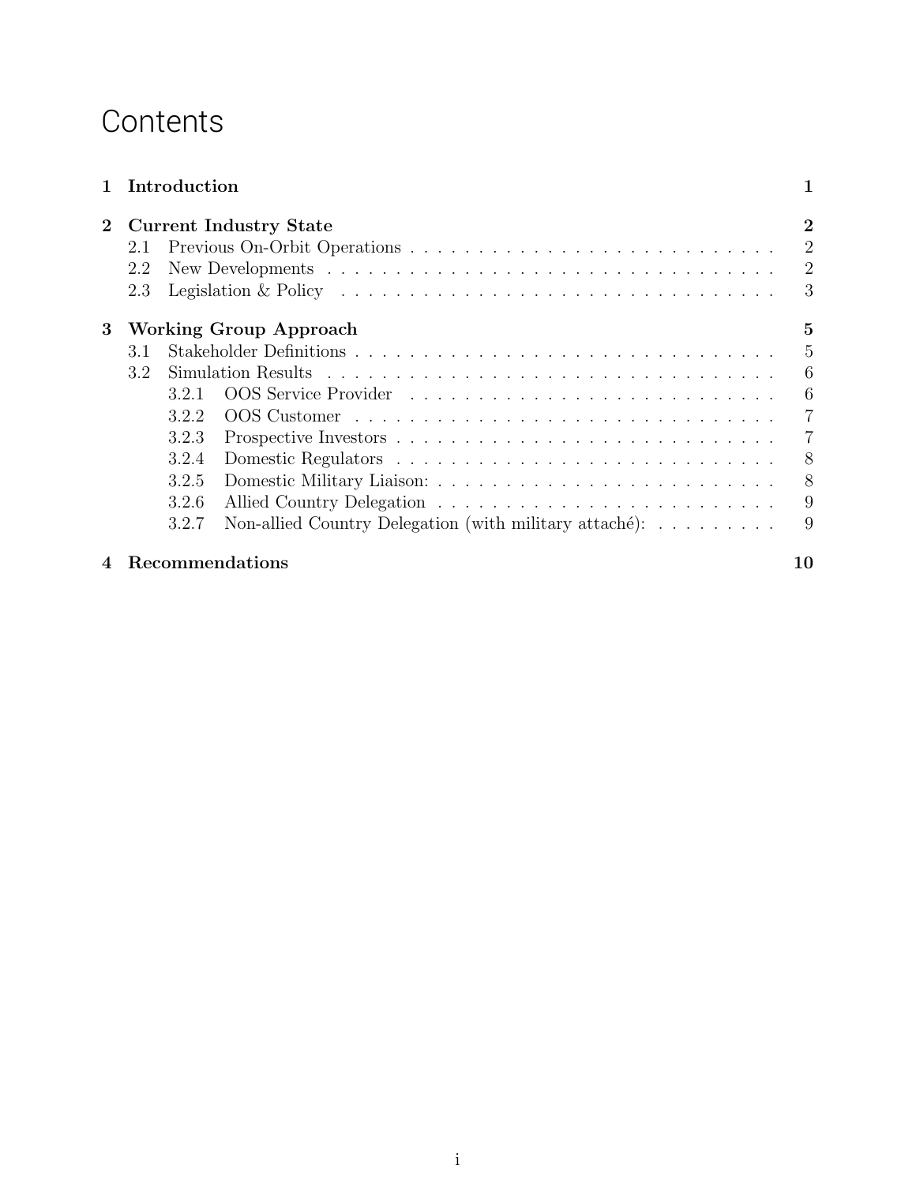# Contents

| | | |
|---|---|---|
| **1** | **Introduction** | **1** |
| **2** | **Current Industry State** | **2** |
| 2.1 | Previous On-Orbit Operations | 2 |
| 2.2 | New Developments | 2 |
| 2.3 | Legislation & Policy | 3 |
| **3** | **Working Group Approach** | **5** |
| 3.1 | Stakeholder Definitions | 5 |
| 3.2 | Simulation Results | 6 |
| 3.2.1 | OOS Service Provider | 6 |
| 3.2.2 | OOS Customer | 7 |
| 3.2.3 | Prospective Investors | 7 |
| 3.2.4 | Domestic Regulators | 8 |
| 3.2.5 | Domestic Military Liaison: | 8 |
| 3.2.6 | Allied Country Delegation | 9 |
| 3.2.7 | Non-allied Country Delegation (with military attaché): | 9 |
| **4** | **Recommendations** | **10** |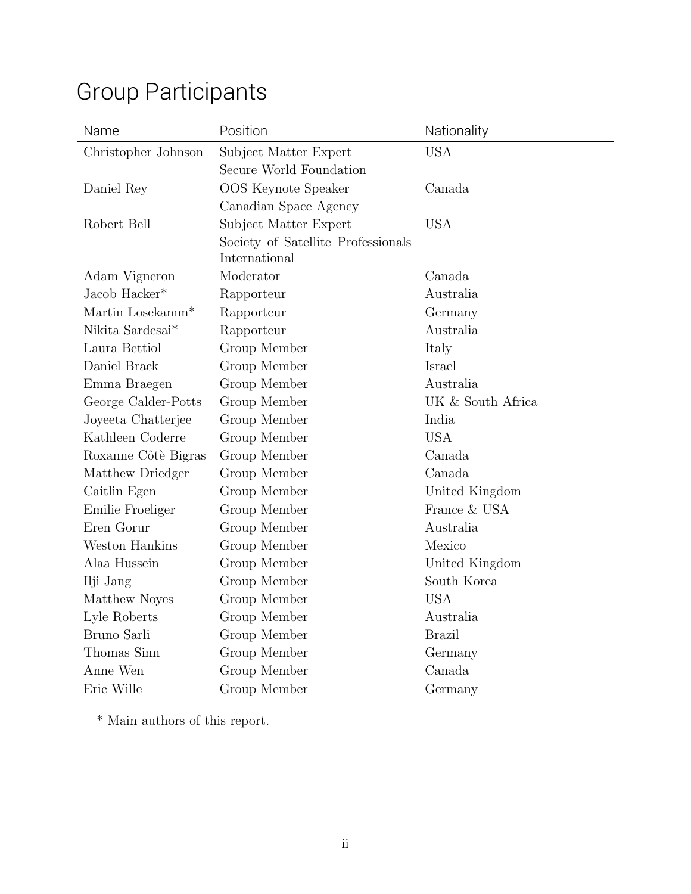# Group Participants

| Name | Position | Nationality |
|---|---|---|
| Christopher Johnson | Subject Matter Expert<br>Secure World Foundation | USA |
| Daniel Rey | OOS Keynote Speaker<br>Canadian Space Agency | Canada |
| Robert Bell | Subject Matter Expert<br>Society of Satellite Professionals International | USA |
| Adam Vigneron | Moderator | Canada |
| Jacob Hacker* | Rapporteur | Australia |
| Martin Losekamm* | Rapporteur | Germany |
| Nikita Sardesai* | Rapporteur | Australia |
| Laura Bettiol | Group Member | Italy |
| Daniel Brack | Group Member | Israel |
| Emma Braegen | Group Member | Australia |
| George Calder-Potts | Group Member | UK & South Africa |
| Joyeeta Chatterjee | Group Member | India |
| Kathleen Coderre | Group Member | USA |
| Roxanne Côtè Bigras | Group Member | Canada |
| Matthew Driedger | Group Member | Canada |
| Caitlin Egen | Group Member | United Kingdom |
| Emilie Froeliger | Group Member | France & USA |
| Eren Gorur | Group Member | Australia |
| Weston Hankins | Group Member | Mexico |
| Alaa Hussein | Group Member | United Kingdom |
| Ilji Jang | Group Member | South Korea |
| Matthew Noyes | Group Member | USA |
| Lyle Roberts | Group Member | Australia |
| Bruno Sarli | Group Member | Brazil |
| Thomas Sinn | Group Member | Germany |
| Anne Wen | Group Member | Canada |
| Eric Wille | Group Member | Germany |

* Main authors of this report.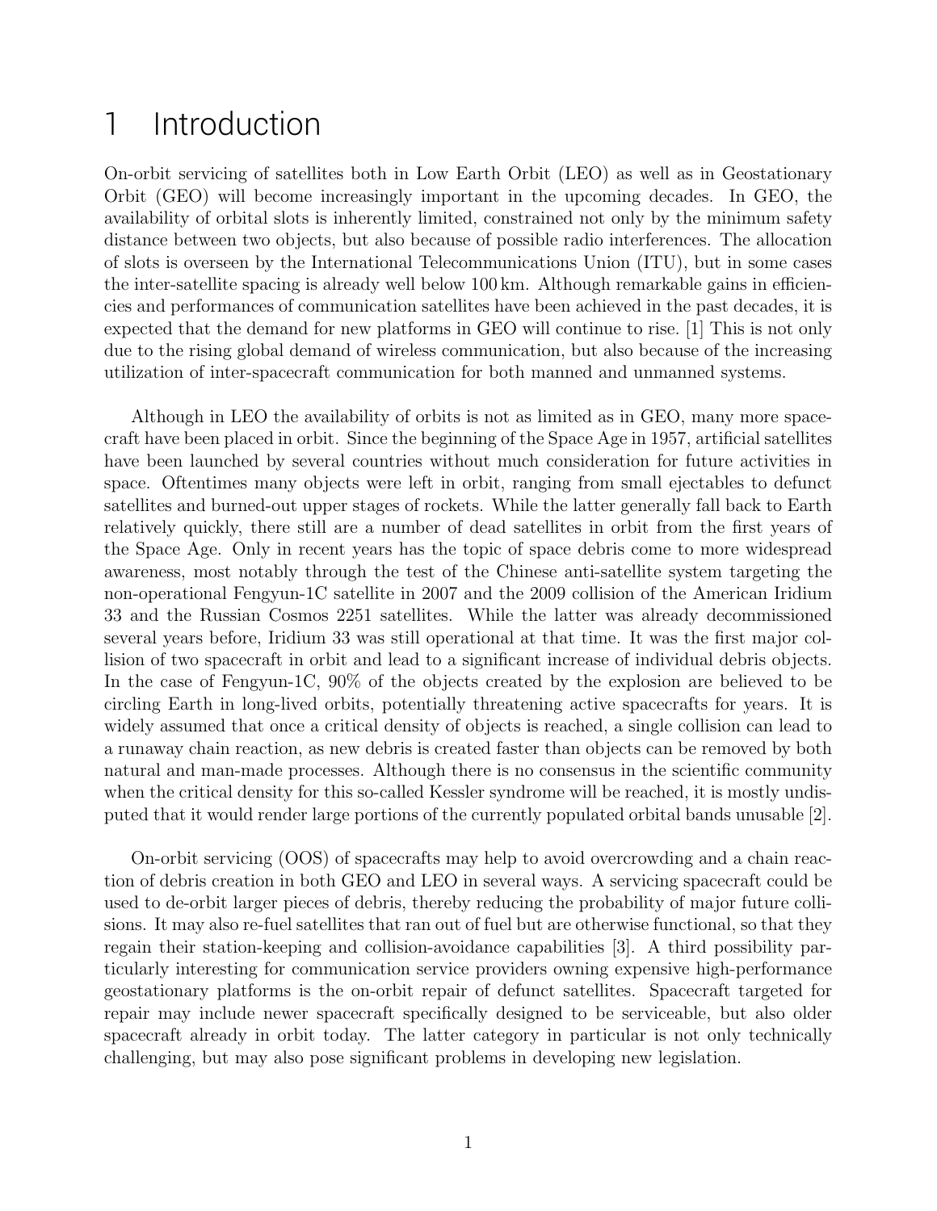# 1 Introduction

On-orbit servicing of satellites both in Low Earth Orbit (LEO) as well as in Geostationary Orbit (GEO) will become increasingly important in the upcoming decades. In GEO, the availability of orbital slots is inherently limited, constrained not only by the minimum safety distance between two objects, but also because of possible radio interferences. The allocation of slots is overseen by the International Telecommunications Union (ITU), but in some cases the inter-satellite spacing is already well below 100 km. Although remarkable gains in efficiencies and performances of communication satellites have been achieved in the past decades, it is expected that the demand for new platforms in GEO will continue to rise. [1] This is not only due to the rising global demand of wireless communication, but also because of the increasing utilization of inter-spacecraft communication for both manned and unmanned systems.

Although in LEO the availability of orbits is not as limited as in GEO, many more spacecraft have been placed in orbit. Since the beginning of the Space Age in 1957, artificial satellites have been launched by several countries without much consideration for future activities in space. Oftentimes many objects were left in orbit, ranging from small ejectables to defunct satellites and burned-out upper stages of rockets. While the latter generally fall back to Earth relatively quickly, there still are a number of dead satellites in orbit from the first years of the Space Age. Only in recent years has the topic of space debris come to more widespread awareness, most notably through the test of the Chinese anti-satellite system targeting the non-operational Fengyun-1C satellite in 2007 and the 2009 collision of the American Iridium 33 and the Russian Cosmos 2251 satellites. While the latter was already decommissioned several years before, Iridium 33 was still operational at that time. It was the first major collision of two spacecraft in orbit and lead to a significant increase of individual debris objects. In the case of Fengyun-1C, 90% of the objects created by the explosion are believed to be circling Earth in long-lived orbits, potentially threatening active spacecrafts for years. It is widely assumed that once a critical density of objects is reached, a single collision can lead to a runaway chain reaction, as new debris is created faster than objects can be removed by both natural and man-made processes. Although there is no consensus in the scientific community when the critical density for this so-called Kessler syndrome will be reached, it is mostly undisputed that it would render large portions of the currently populated orbital bands unusable [2].

On-orbit servicing (OOS) of spacecrafts may help to avoid overcrowding and a chain reaction of debris creation in both GEO and LEO in several ways. A servicing spacecraft could be used to de-orbit larger pieces of debris, thereby reducing the probability of major future collisions. It may also re-fuel satellites that ran out of fuel but are otherwise functional, so that they regain their station-keeping and collision-avoidance capabilities [3]. A third possibility particularly interesting for communication service providers owning expensive high-performance geostationary platforms is the on-orbit repair of defunct satellites. Spacecraft targeted for repair may include newer spacecraft specifically designed to be serviceable, but also older spacecraft already in orbit today. The latter category in particular is not only technically challenging, but may also pose significant problems in developing new legislation.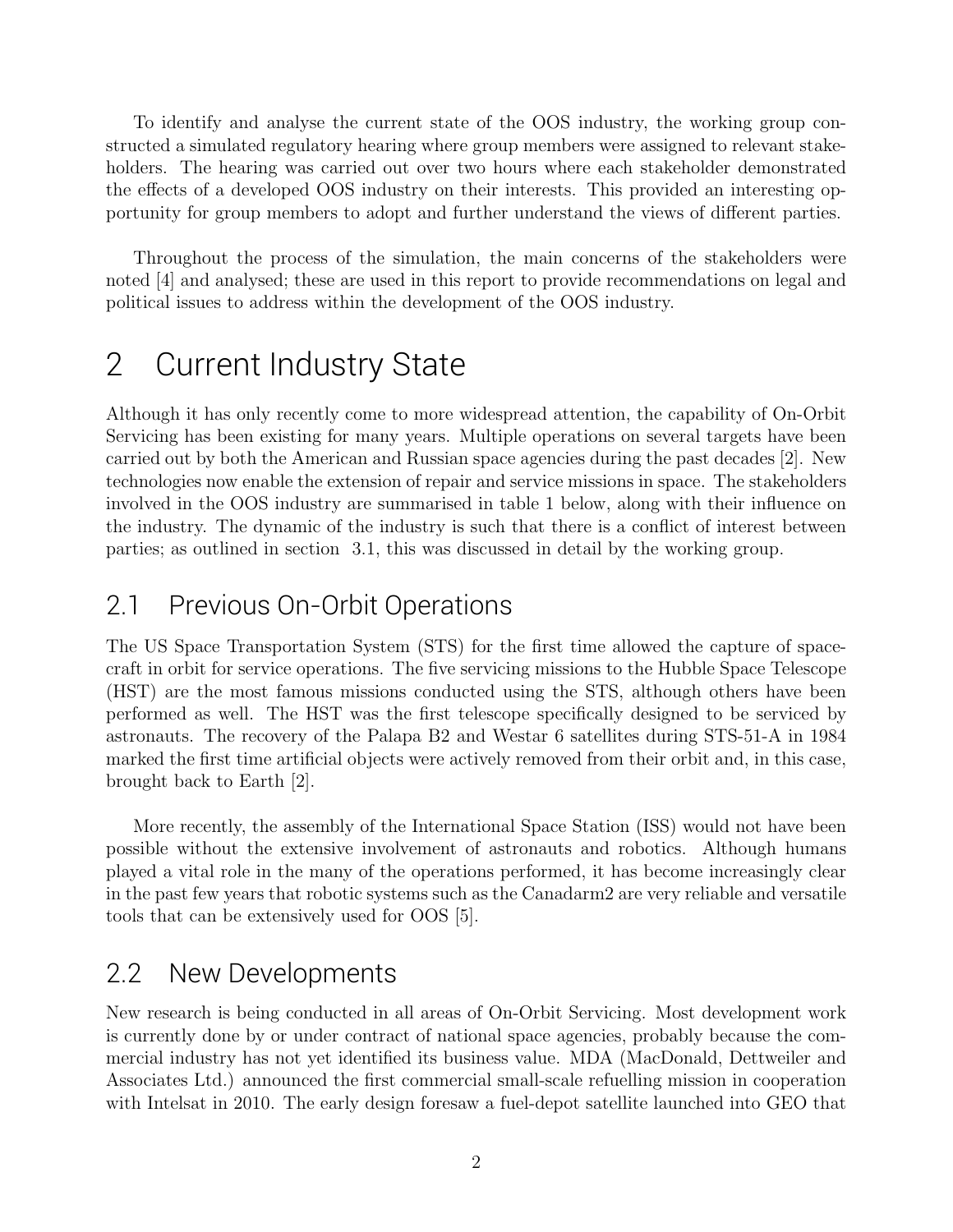To identify and analyse the current state of the OOS industry, the working group constructed a simulated regulatory hearing where group members were assigned to relevant stakeholders. The hearing was carried out over two hours where each stakeholder demonstrated the effects of a developed OOS industry on their interests. This provided an interesting opportunity for group members to adopt and further understand the views of different parties.

Throughout the process of the simulation, the main concerns of the stakeholders were noted [4] and analysed; these are used in this report to provide recommendations on legal and political issues to address within the development of the OOS industry.

# 2 Current Industry State

Although it has only recently come to more widespread attention, the capability of On-Orbit Servicing has been existing for many years. Multiple operations on several targets have been carried out by both the American and Russian space agencies during the past decades [2]. New technologies now enable the extension of repair and service missions in space. The stakeholders involved in the OOS industry are summarised in table 1 below, along with their influence on the industry. The dynamic of the industry is such that there is a conflict of interest between parties; as outlined in section 3.1, this was discussed in detail by the working group.

## 2.1 Previous On-Orbit Operations

The US Space Transportation System (STS) for the first time allowed the capture of spacecraft in orbit for service operations. The five servicing missions to the Hubble Space Telescope (HST) are the most famous missions conducted using the STS, although others have been performed as well. The HST was the first telescope specifically designed to be serviced by astronauts. The recovery of the Palapa B2 and Westar 6 satellites during STS-51-A in 1984 marked the first time artificial objects were actively removed from their orbit and, in this case, brought back to Earth [2].

More recently, the assembly of the International Space Station (ISS) would not have been possible without the extensive involvement of astronauts and robotics. Although humans played a vital role in the many of the operations performed, it has become increasingly clear in the past few years that robotic systems such as the Canadarm2 are very reliable and versatile tools that can be extensively used for OOS [5].

## 2.2 New Developments

New research is being conducted in all areas of On-Orbit Servicing. Most development work is currently done by or under contract of national space agencies, probably because the commercial industry has not yet identified its business value. MDA (MacDonald, Dettweiler and Associates Ltd.) announced the first commercial small-scale refuelling mission in cooperation with Intelsat in 2010. The early design foresaw a fuel-depot satellite launched into GEO that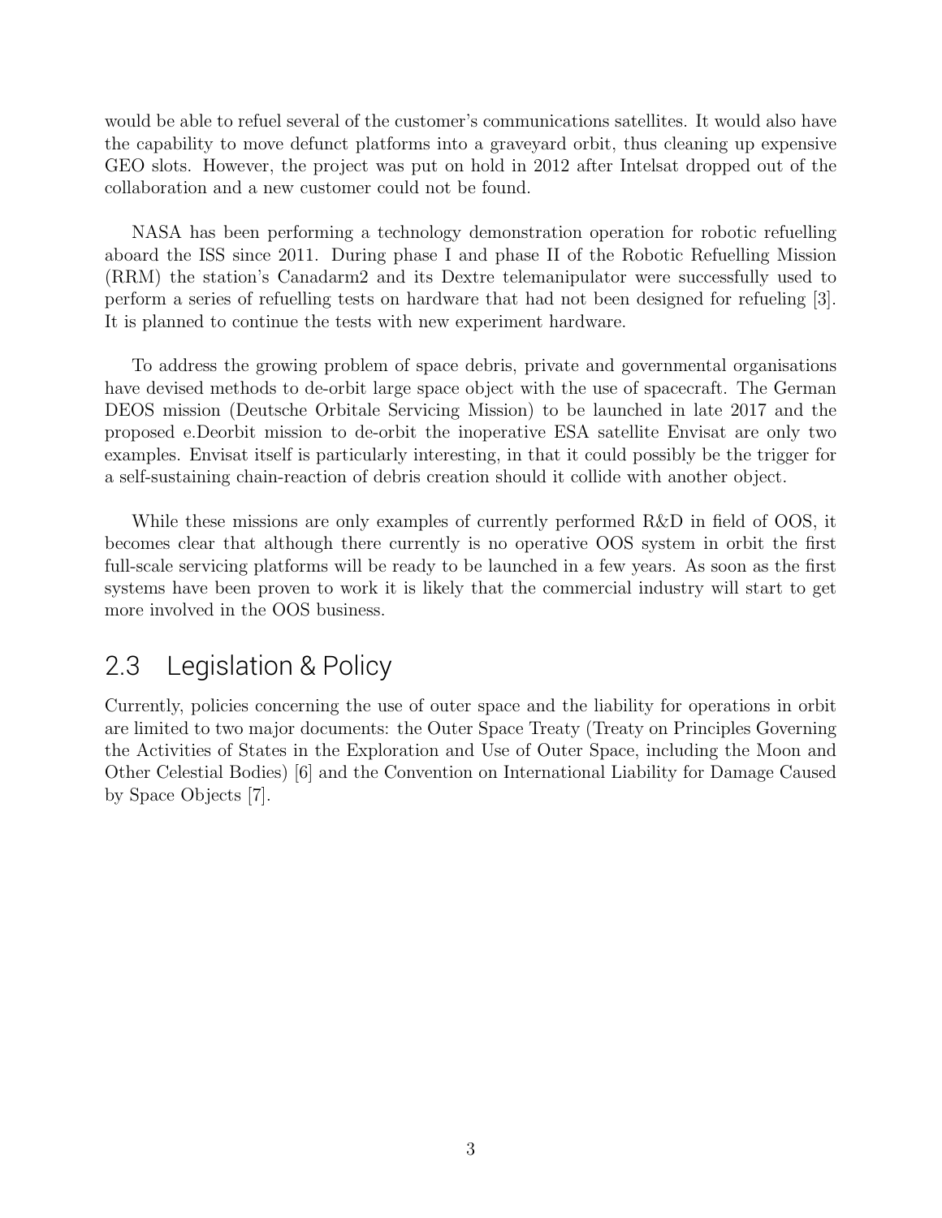would be able to refuel several of the customer's communications satellites. It would also have the capability to move defunct platforms into a graveyard orbit, thus cleaning up expensive GEO slots. However, the project was put on hold in 2012 after Intelsat dropped out of the collaboration and a new customer could not be found.

NASA has been performing a technology demonstration operation for robotic refuelling aboard the ISS since 2011. During phase I and phase II of the Robotic Refuelling Mission (RRM) the station's Canadarm2 and its Dextre telemanipulator were successfully used to perform a series of refuelling tests on hardware that had not been designed for refueling [3]. It is planned to continue the tests with new experiment hardware.

To address the growing problem of space debris, private and governmental organisations have devised methods to de-orbit large space object with the use of spacecraft. The German DEOS mission (Deutsche Orbitale Servicing Mission) to be launched in late 2017 and the proposed e.Deorbit mission to de-orbit the inoperative ESA satellite Envisat are only two examples. Envisat itself is particularly interesting, in that it could possibly be the trigger for a self-sustaining chain-reaction of debris creation should it collide with another object.

While these missions are only examples of currently performed R&D in field of OOS, it becomes clear that although there currently is no operative OOS system in orbit the first full-scale servicing platforms will be ready to be launched in a few years. As soon as the first systems have been proven to work it is likely that the commercial industry will start to get more involved in the OOS business.

## 2.3 Legislation & Policy

Currently, policies concerning the use of outer space and the liability for operations in orbit are limited to two major documents: the Outer Space Treaty (Treaty on Principles Governing the Activities of States in the Exploration and Use of Outer Space, including the Moon and Other Celestial Bodies) [6] and the Convention on International Liability for Damage Caused by Space Objects [7].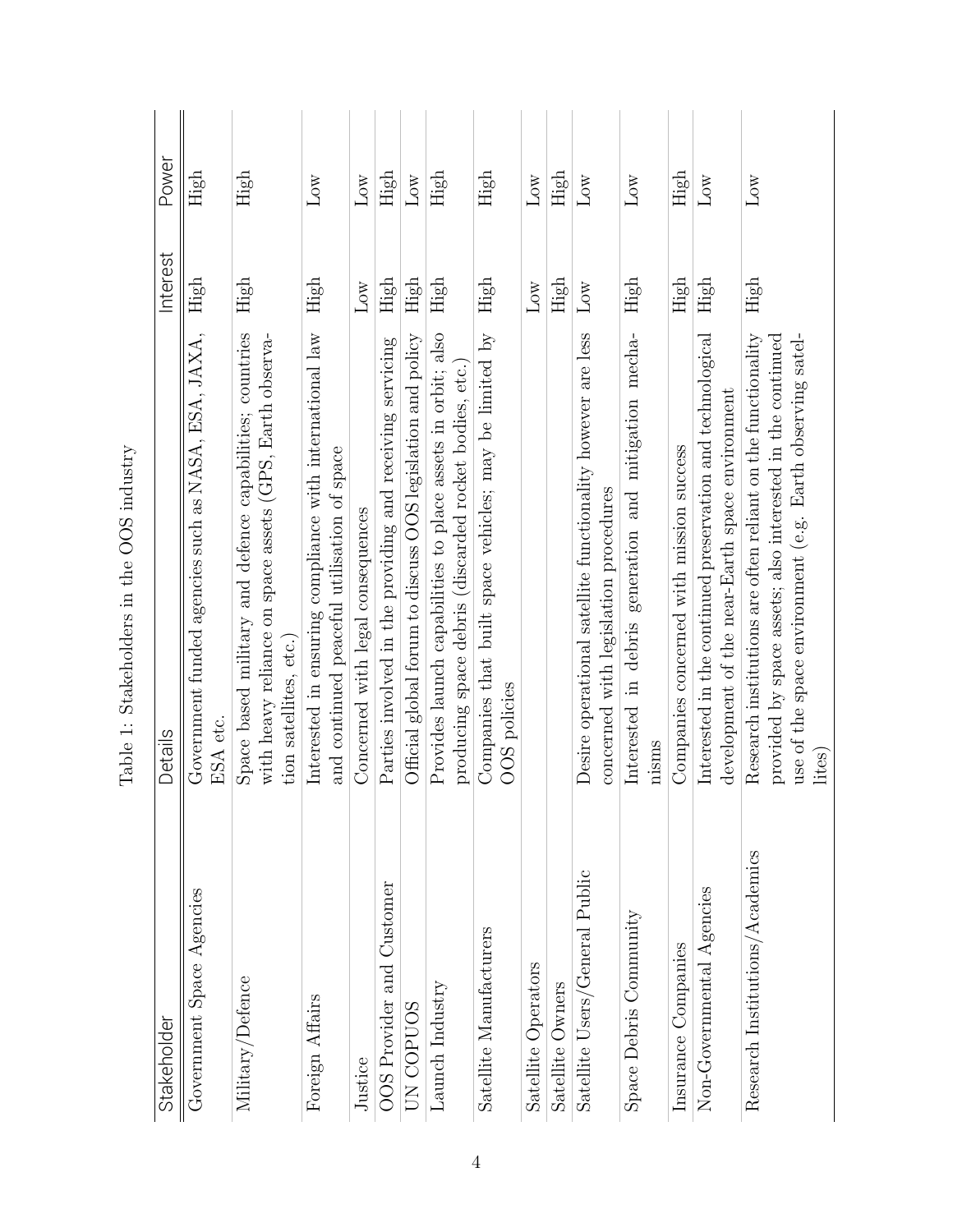Table 1: Stakeholders in the OOS industry

| Stakeholder | Details | Interest | Power |
| --- | --- | --- | --- |
| Government Space Agencies | Government funded agencies such as NASA, ESA, JAXA, ESA etc. | High | High |
| Military/Defence | Space based military and defence capabilities; countries with heavy reliance on space assets (GPS, Earth observation satellites, etc.) | High | High |
| Foreign Affairs | Interested in ensuring compliance with international law and continued peaceful utilisation of space | High | Low |
| Justice | Concerned with legal consequences | Low | Low |
| OOS Provider and Customer | Parties involved in the providing and receiving servicing | High | High |
| UN COPUOS | Official global forum to discuss OOS legislation and policy | High | Low |
| Launch Industry | Provides launch capabilities to place assets in orbit; also producing space debris (discarded rocket bodies, etc.) | High | High |
| Satellite Manufacturers | Companies that built space vehicles; may be limited by OOS policies | High | High |
| Satellite Operators | | Low | Low |
| Satellite Owners | | High | High |
| Satellite Users/General Public | Desire operational satellite functionality however are less concerned with legislation procedures | Low | Low |
| Space Debris Community | Interested in debris generation and mitigation mechanisms | High | Low |
| Insurance Companies | Companies concerned with mission success | High | High |
| Non-Governmental Agencies | Interested in the continued preservation and technological development of the near-Earth space environment | High | Low |
| Research Institutions/Academics | Research institutions are often reliant on the functionality provided by space assets; also interested in the continued use of the space environment (e.g. Earth observing satellites) | High | Low |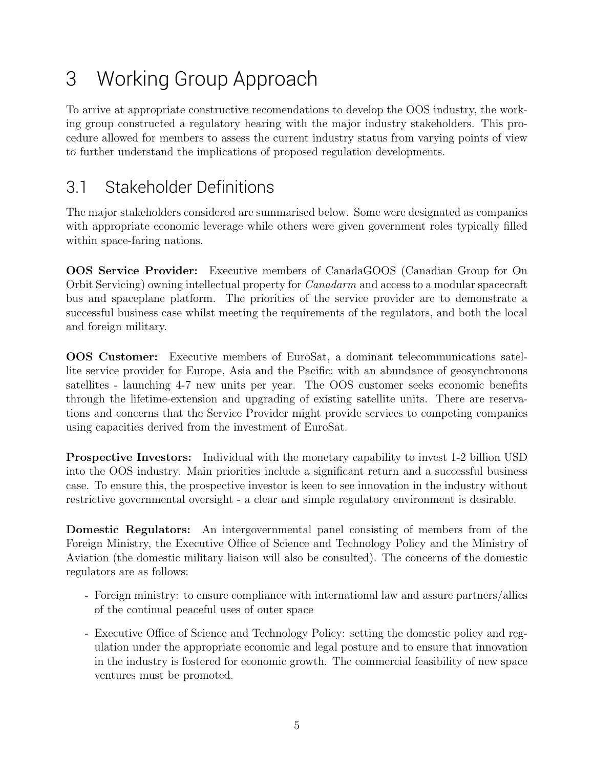# 3 Working Group Approach

To arrive at appropriate constructive recomendations to develop the OOS industry, the working group constructed a regulatory hearing with the major industry stakeholders. This procedure allowed for members to assess the current industry status from varying points of view to further understand the implications of proposed regulation developments.

## 3.1 Stakeholder Definitions

The major stakeholders considered are summarised below. Some were designated as companies with appropriate economic leverage while others were given government roles typically filled within space-faring nations.

**OOS Service Provider:** Executive members of CanadaGOOS (Canadian Group for On Orbit Servicing) owning intellectual property for *Canadarm* and access to a modular spacecraft bus and spaceplane platform. The priorities of the service provider are to demonstrate a successful business case whilst meeting the requirements of the regulators, and both the local and foreign military.

**OOS Customer:** Executive members of EuroSat, a dominant telecommunications satellite service provider for Europe, Asia and the Pacific; with an abundance of geosynchronous satellites - launching 4-7 new units per year. The OOS customer seeks economic benefits through the lifetime-extension and upgrading of existing satellite units. There are reservations and concerns that the Service Provider might provide services to competing companies using capacities derived from the investment of EuroSat.

**Prospective Investors:** Individual with the monetary capability to invest 1-2 billion USD into the OOS industry. Main priorities include a significant return and a successful business case. To ensure this, the prospective investor is keen to see innovation in the industry without restrictive governmental oversight - a clear and simple regulatory environment is desirable.

**Domestic Regulators:** An intergovernmental panel consisting of members from of the Foreign Ministry, the Executive Office of Science and Technology Policy and the Ministry of Aviation (the domestic military liaison will also be consulted). The concerns of the domestic regulators are as follows:

- Foreign ministry: to ensure compliance with international law and assure partners/allies of the continual peaceful uses of outer space
- Executive Office of Science and Technology Policy: setting the domestic policy and regulation under the appropriate economic and legal posture and to ensure that innovation in the industry is fostered for economic growth. The commercial feasibility of new space ventures must be promoted.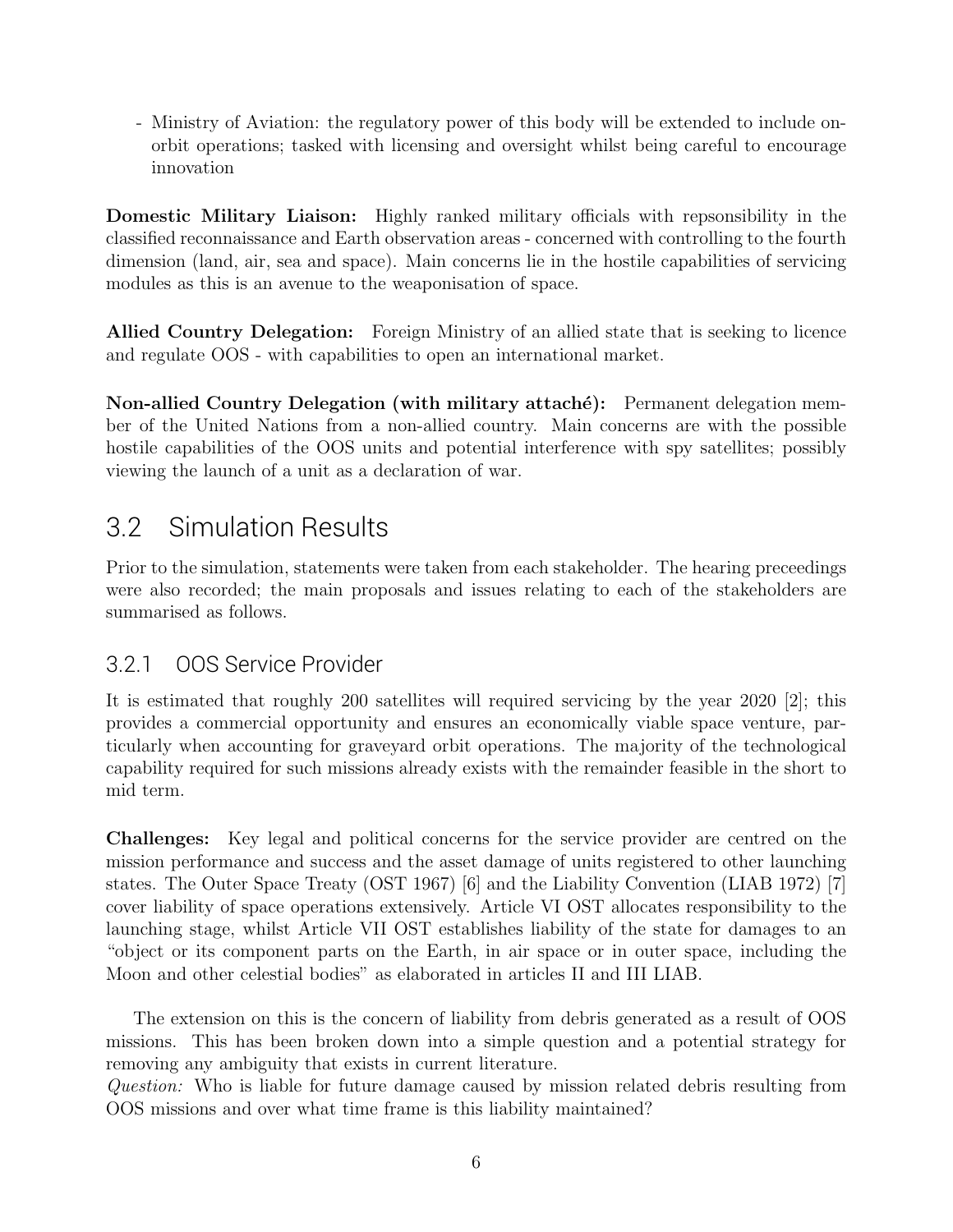- Ministry of Aviation: the regulatory power of this body will be extended to include on-orbit operations; tasked with licensing and oversight whilst being careful to encourage innovation

**Domestic Military Liaison:** Highly ranked military officials with repsonsibility in the classified reconnaissance and Earth observation areas - concerned with controlling to the fourth dimension (land, air, sea and space). Main concerns lie in the hostile capabilities of servicing modules as this is an avenue to the weaponisation of space.

**Allied Country Delegation:** Foreign Ministry of an allied state that is seeking to licence and regulate OOS - with capabilities to open an international market.

**Non-allied Country Delegation (with military attaché):** Permanent delegation member of the United Nations from a non-allied country. Main concerns are with the possible hostile capabilities of the OOS units and potential interference with spy satellites; possibly viewing the launch of a unit as a declaration of war.

## 3.2 Simulation Results

Prior to the simulation, statements were taken from each stakeholder. The hearing preceedings were also recorded; the main proposals and issues relating to each of the stakeholders are summarised as follows.

### 3.2.1 OOS Service Provider

It is estimated that roughly 200 satellites will required servicing by the year 2020 [2]; this provides a commercial opportunity and ensures an economically viable space venture, particularly when accounting for graveyard orbit operations. The majority of the technological capability required for such missions already exists with the remainder feasible in the short to mid term.

**Challenges:** Key legal and political concerns for the service provider are centred on the mission performance and success and the asset damage of units registered to other launching states. The Outer Space Treaty (OST 1967) [6] and the Liability Convention (LIAB 1972) [7] cover liability of space operations extensively. Article VI OST allocates responsibility to the launching stage, whilst Article VII OST establishes liability of the state for damages to an "object or its component parts on the Earth, in air space or in outer space, including the Moon and other celestial bodies" as elaborated in articles II and III LIAB.

The extension on this is the concern of liability from debris generated as a result of OOS missions. This has been broken down into a simple question and a potential strategy for removing any ambiguity that exists in current literature.
*Question:* Who is liable for future damage caused by mission related debris resulting from OOS missions and over what time frame is this liability maintained?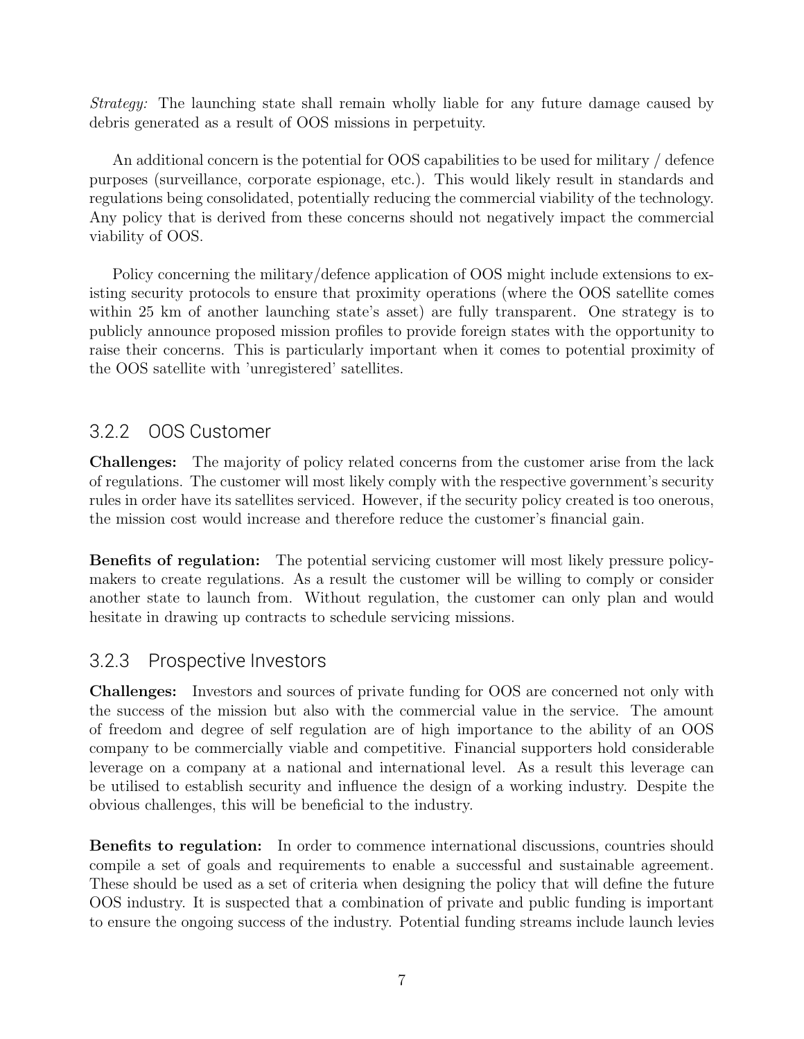*Strategy:* The launching state shall remain wholly liable for any future damage caused by debris generated as a result of OOS missions in perpetuity.

An additional concern is the potential for OOS capabilities to be used for military / defence purposes (surveillance, corporate espionage, etc.). This would likely result in standards and regulations being consolidated, potentially reducing the commercial viability of the technology. Any policy that is derived from these concerns should not negatively impact the commercial viability of OOS.

Policy concerning the military/defence application of OOS might include extensions to existing security protocols to ensure that proximity operations (where the OOS satellite comes within 25 km of another launching state's asset) are fully transparent. One strategy is to publicly announce proposed mission profiles to provide foreign states with the opportunity to raise their concerns. This is particularly important when it comes to potential proximity of the OOS satellite with 'unregistered' satellites.

### 3.2.2 OOS Customer

**Challenges:** The majority of policy related concerns from the customer arise from the lack of regulations. The customer will most likely comply with the respective government's security rules in order have its satellites serviced. However, if the security policy created is too onerous, the mission cost would increase and therefore reduce the customer's financial gain.

**Benefits of regulation:** The potential servicing customer will most likely pressure policy-makers to create regulations. As a result the customer will be willing to comply or consider another state to launch from. Without regulation, the customer can only plan and would hesitate in drawing up contracts to schedule servicing missions.

### 3.2.3 Prospective Investors

**Challenges:** Investors and sources of private funding for OOS are concerned not only with the success of the mission but also with the commercial value in the service. The amount of freedom and degree of self regulation are of high importance to the ability of an OOS company to be commercially viable and competitive. Financial supporters hold considerable leverage on a company at a national and international level. As a result this leverage can be utilised to establish security and influence the design of a working industry. Despite the obvious challenges, this will be beneficial to the industry.

**Benefits to regulation:** In order to commence international discussions, countries should compile a set of goals and requirements to enable a successful and sustainable agreement. These should be used as a set of criteria when designing the policy that will define the future OOS industry. It is suspected that a combination of private and public funding is important to ensure the ongoing success of the industry. Potential funding streams include launch levies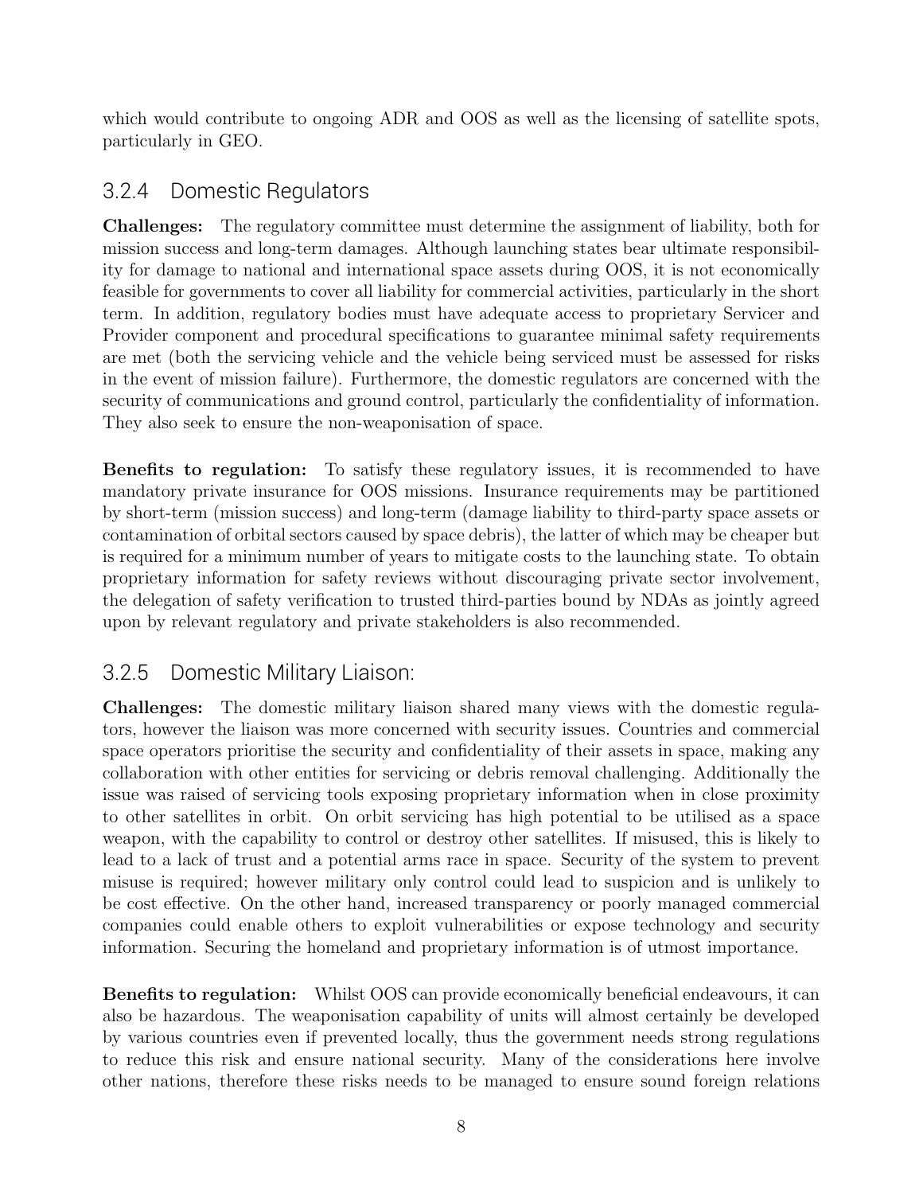which would contribute to ongoing ADR and OOS as well as the licensing of satellite spots, particularly in GEO.

### 3.2.4 Domestic Regulators

**Challenges:** The regulatory committee must determine the assignment of liability, both for mission success and long-term damages. Although launching states bear ultimate responsibility for damage to national and international space assets during OOS, it is not economically feasible for governments to cover all liability for commercial activities, particularly in the short term. In addition, regulatory bodies must have adequate access to proprietary Servicer and Provider component and procedural specifications to guarantee minimal safety requirements are met (both the servicing vehicle and the vehicle being serviced must be assessed for risks in the event of mission failure). Furthermore, the domestic regulators are concerned with the security of communications and ground control, particularly the confidentiality of information. They also seek to ensure the non-weaponisation of space.

**Benefits to regulation:** To satisfy these regulatory issues, it is recommended to have mandatory private insurance for OOS missions. Insurance requirements may be partitioned by short-term (mission success) and long-term (damage liability to third-party space assets or contamination of orbital sectors caused by space debris), the latter of which may be cheaper but is required for a minimum number of years to mitigate costs to the launching state. To obtain proprietary information for safety reviews without discouraging private sector involvement, the delegation of safety verification to trusted third-parties bound by NDAs as jointly agreed upon by relevant regulatory and private stakeholders is also recommended.

### 3.2.5 Domestic Military Liaison:

**Challenges:** The domestic military liaison shared many views with the domestic regulators, however the liaison was more concerned with security issues. Countries and commercial space operators prioritise the security and confidentiality of their assets in space, making any collaboration with other entities for servicing or debris removal challenging. Additionally the issue was raised of servicing tools exposing proprietary information when in close proximity to other satellites in orbit. On orbit servicing has high potential to be utilised as a space weapon, with the capability to control or destroy other satellites. If misused, this is likely to lead to a lack of trust and a potential arms race in space. Security of the system to prevent misuse is required; however military only control could lead to suspicion and is unlikely to be cost effective. On the other hand, increased transparency or poorly managed commercial companies could enable others to exploit vulnerabilities or expose technology and security information. Securing the homeland and proprietary information is of utmost importance.

**Benefits to regulation:** Whilst OOS can provide economically beneficial endeavours, it can also be hazardous. The weaponisation capability of units will almost certainly be developed by various countries even if prevented locally, thus the government needs strong regulations to reduce this risk and ensure national security. Many of the considerations here involve other nations, therefore these risks needs to be managed to ensure sound foreign relations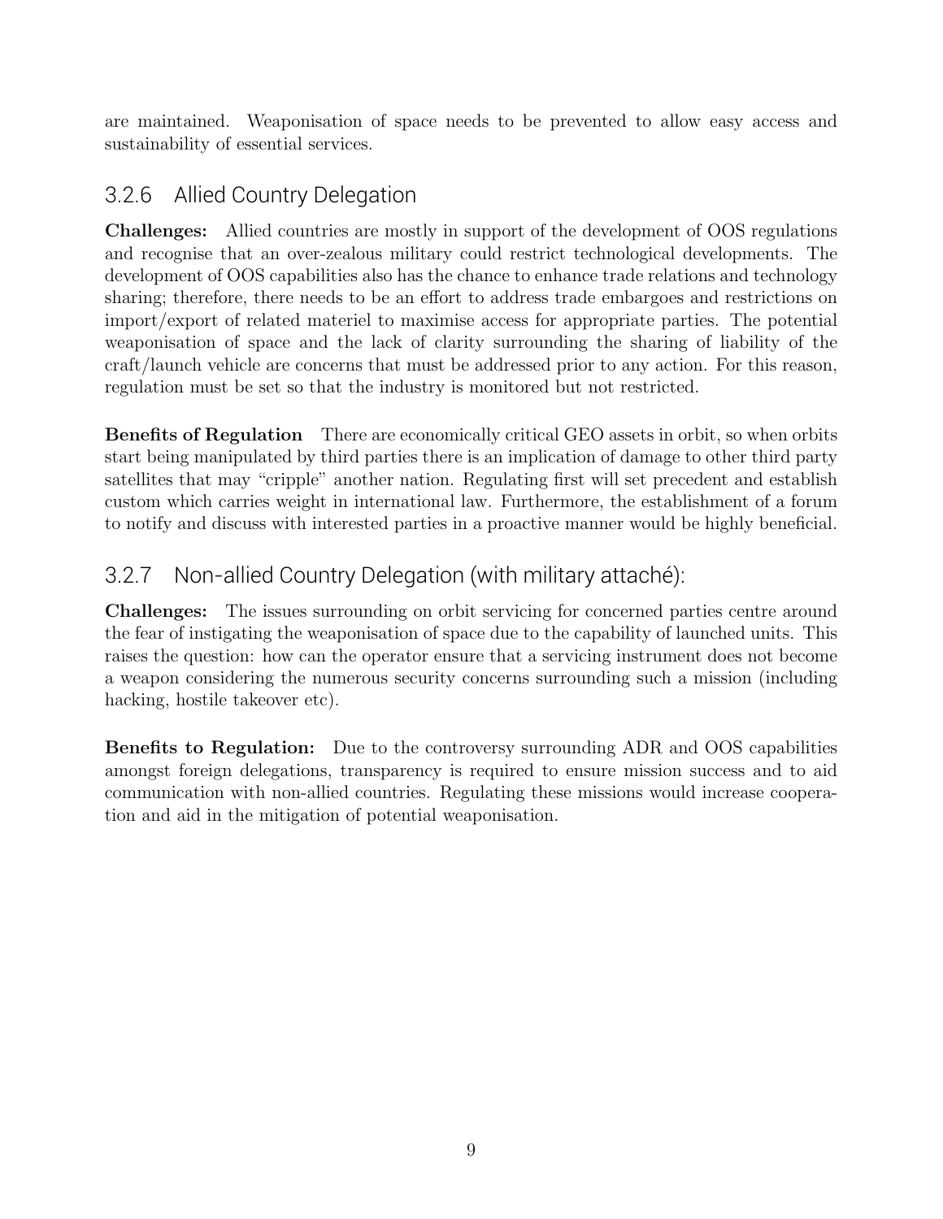are maintained. Weaponisation of space needs to be prevented to allow easy access and sustainability of essential services.

### 3.2.6 Allied Country Delegation

**Challenges:** Allied countries are mostly in support of the development of OOS regulations and recognise that an over-zealous military could restrict technological developments. The development of OOS capabilities also has the chance to enhance trade relations and technology sharing; therefore, there needs to be an effort to address trade embargoes and restrictions on import/export of related materiel to maximise access for appropriate parties. The potential weaponisation of space and the lack of clarity surrounding the sharing of liability of the craft/launch vehicle are concerns that must be addressed prior to any action. For this reason, regulation must be set so that the industry is monitored but not restricted.

**Benefits of Regulation** There are economically critical GEO assets in orbit, so when orbits start being manipulated by third parties there is an implication of damage to other third party satellites that may "cripple" another nation. Regulating first will set precedent and establish custom which carries weight in international law. Furthermore, the establishment of a forum to notify and discuss with interested parties in a proactive manner would be highly beneficial.

### 3.2.7 Non-allied Country Delegation (with military attaché):

**Challenges:** The issues surrounding on orbit servicing for concerned parties centre around the fear of instigating the weaponisation of space due to the capability of launched units. This raises the question: how can the operator ensure that a servicing instrument does not become a weapon considering the numerous security concerns surrounding such a mission (including hacking, hostile takeover etc).

**Benefits to Regulation:** Due to the controversy surrounding ADR and OOS capabilities amongst foreign delegations, transparency is required to ensure mission success and to aid communication with non-allied countries. Regulating these missions would increase cooperation and aid in the mitigation of potential weaponisation.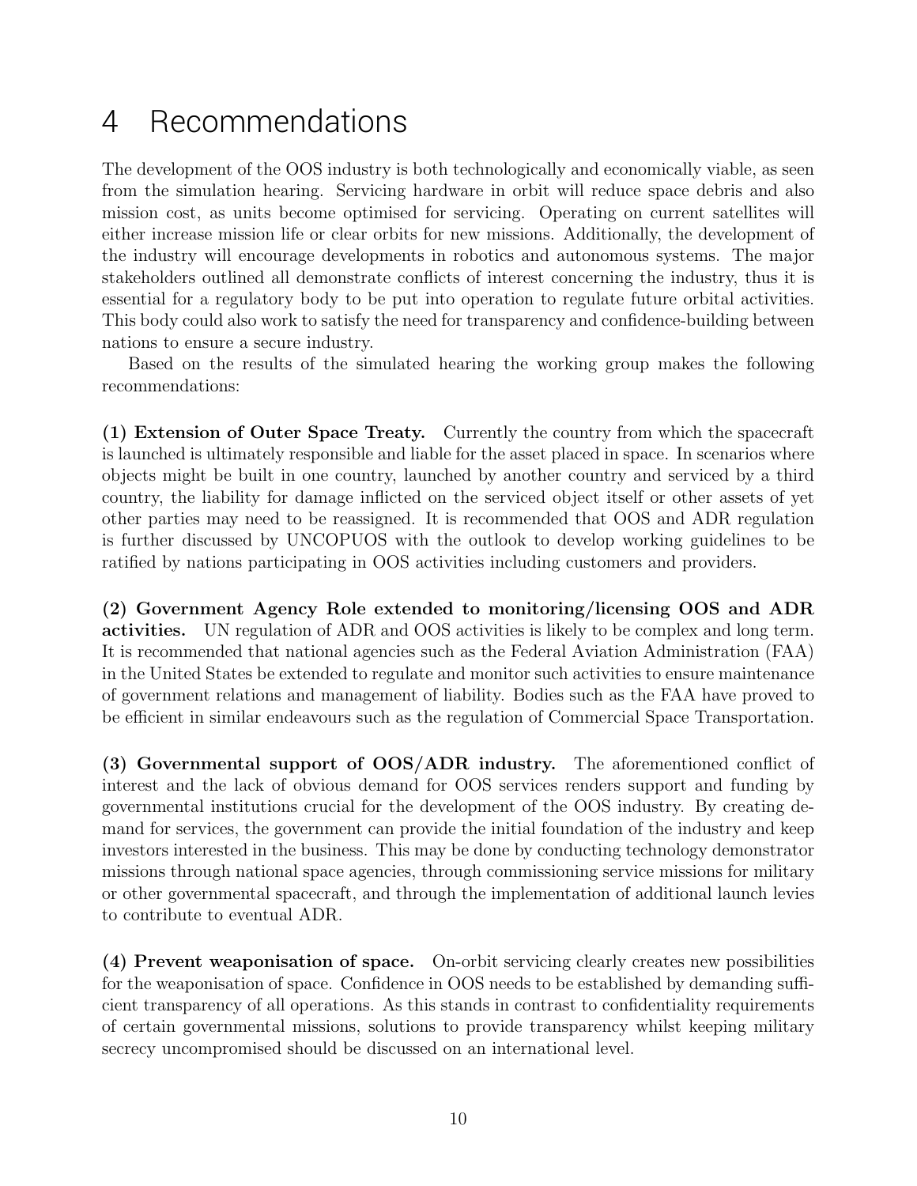# 4 Recommendations

The development of the OOS industry is both technologically and economically viable, as seen from the simulation hearing. Servicing hardware in orbit will reduce space debris and also mission cost, as units become optimised for servicing. Operating on current satellites will either increase mission life or clear orbits for new missions. Additionally, the development of the industry will encourage developments in robotics and autonomous systems. The major stakeholders outlined all demonstrate conflicts of interest concerning the industry, thus it is essential for a regulatory body to be put into operation to regulate future orbital activities. This body could also work to satisfy the need for transparency and confidence-building between nations to ensure a secure industry.

Based on the results of the simulated hearing the working group makes the following recommendations:

**(1) Extension of Outer Space Treaty.** Currently the country from which the spacecraft is launched is ultimately responsible and liable for the asset placed in space. In scenarios where objects might be built in one country, launched by another country and serviced by a third country, the liability for damage inflicted on the serviced object itself or other assets of yet other parties may need to be reassigned. It is recommended that OOS and ADR regulation is further discussed by UNCOPUOS with the outlook to develop working guidelines to be ratified by nations participating in OOS activities including customers and providers.

**(2) Government Agency Role extended to monitoring/licensing OOS and ADR activities.** UN regulation of ADR and OOS activities is likely to be complex and long term. It is recommended that national agencies such as the Federal Aviation Administration (FAA) in the United States be extended to regulate and monitor such activities to ensure maintenance of government relations and management of liability. Bodies such as the FAA have proved to be efficient in similar endeavours such as the regulation of Commercial Space Transportation.

**(3) Governmental support of OOS/ADR industry.** The aforementioned conflict of interest and the lack of obvious demand for OOS services renders support and funding by governmental institutions crucial for the development of the OOS industry. By creating demand for services, the government can provide the initial foundation of the industry and keep investors interested in the business. This may be done by conducting technology demonstrator missions through national space agencies, through commissioning service missions for military or other governmental spacecraft, and through the implementation of additional launch levies to contribute to eventual ADR.

**(4) Prevent weaponisation of space.** On-orbit servicing clearly creates new possibilities for the weaponisation of space. Confidence in OOS needs to be established by demanding sufficient transparency of all operations. As this stands in contrast to confidentiality requirements of certain governmental missions, solutions to provide transparency whilst keeping military secrecy uncompromised should be discussed on an international level.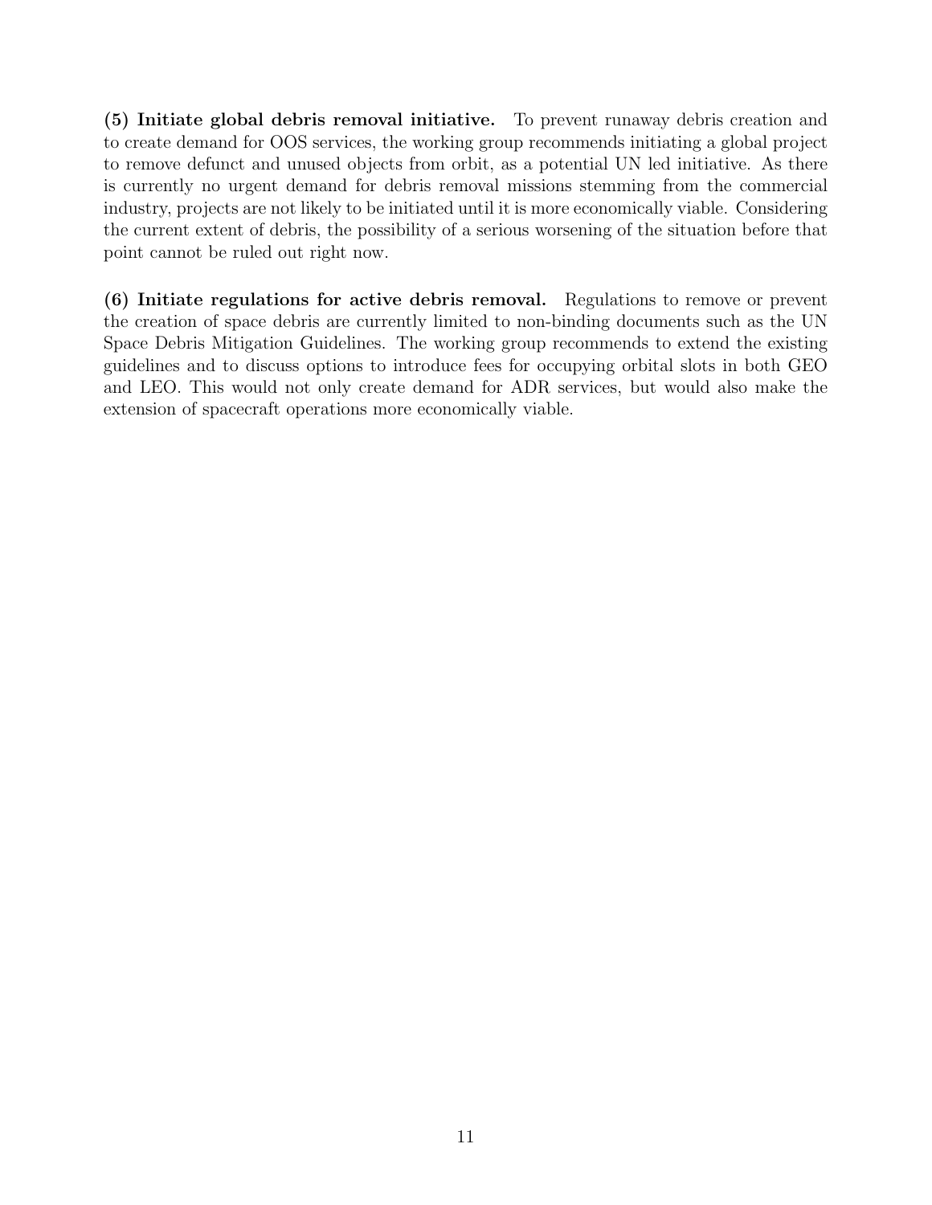**(5) Initiate global debris removal initiative.** To prevent runaway debris creation and to create demand for OOS services, the working group recommends initiating a global project to remove defunct and unused objects from orbit, as a potential UN led initiative. As there is currently no urgent demand for debris removal missions stemming from the commercial industry, projects are not likely to be initiated until it is more economically viable. Considering the current extent of debris, the possibility of a serious worsening of the situation before that point cannot be ruled out right now.

**(6) Initiate regulations for active debris removal.** Regulations to remove or prevent the creation of space debris are currently limited to non-binding documents such as the UN Space Debris Mitigation Guidelines. The working group recommends to extend the existing guidelines and to discuss options to introduce fees for occupying orbital slots in both GEO and LEO. This would not only create demand for ADR services, but would also make the extension of spacecraft operations more economically viable.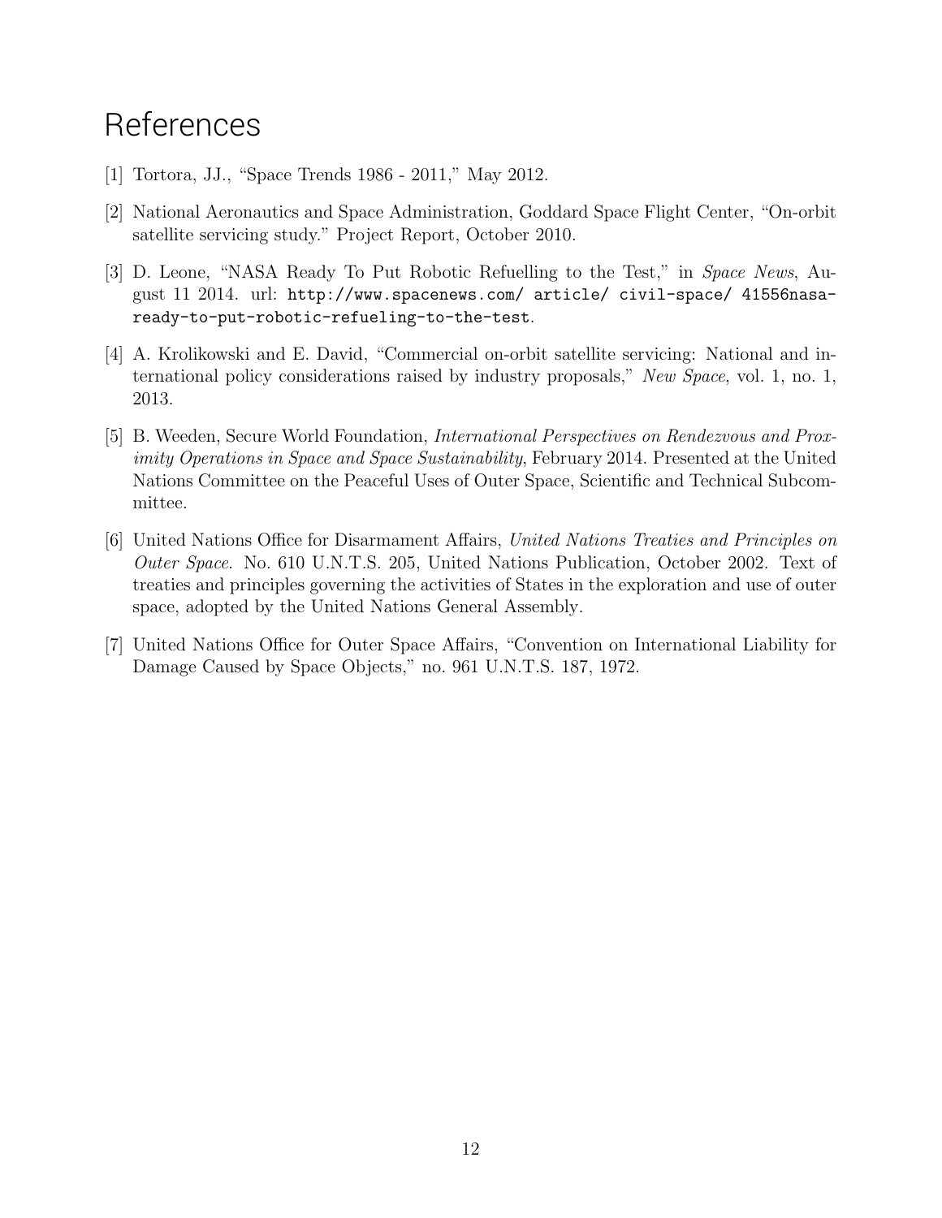# References

[1] Tortora, JJ., "Space Trends 1986 - 2011," May 2012.

[2] National Aeronautics and Space Administration, Goddard Space Flight Center, "On-orbit satellite servicing study." Project Report, October 2010.

[3] D. Leone, "NASA Ready To Put Robotic Refuelling to the Test," in *Space News*, August 11 2014. url: `http://www.spacenews.com/ article/ civil-space/ 41556nasa-ready-to-put-robotic-refueling-to-the-test`.

[4] A. Krolikowski and E. David, "Commercial on-orbit satellite servicing: National and international policy considerations raised by industry proposals," *New Space*, vol. 1, no. 1, 2013.

[5] B. Weeden, Secure World Foundation, *International Perspectives on Rendezvous and Proximity Operations in Space and Space Sustainability*, February 2014. Presented at the United Nations Committee on the Peaceful Uses of Outer Space, Scientific and Technical Subcommittee.

[6] United Nations Office for Disarmament Affairs, *United Nations Treaties and Principles on Outer Space*. No. 610 U.N.T.S. 205, United Nations Publication, October 2002. Text of treaties and principles governing the activities of States in the exploration and use of outer space, adopted by the United Nations General Assembly.

[7] United Nations Office for Outer Space Affairs, "Convention on International Liability for Damage Caused by Space Objects," no. 961 U.N.T.S. 187, 1972.